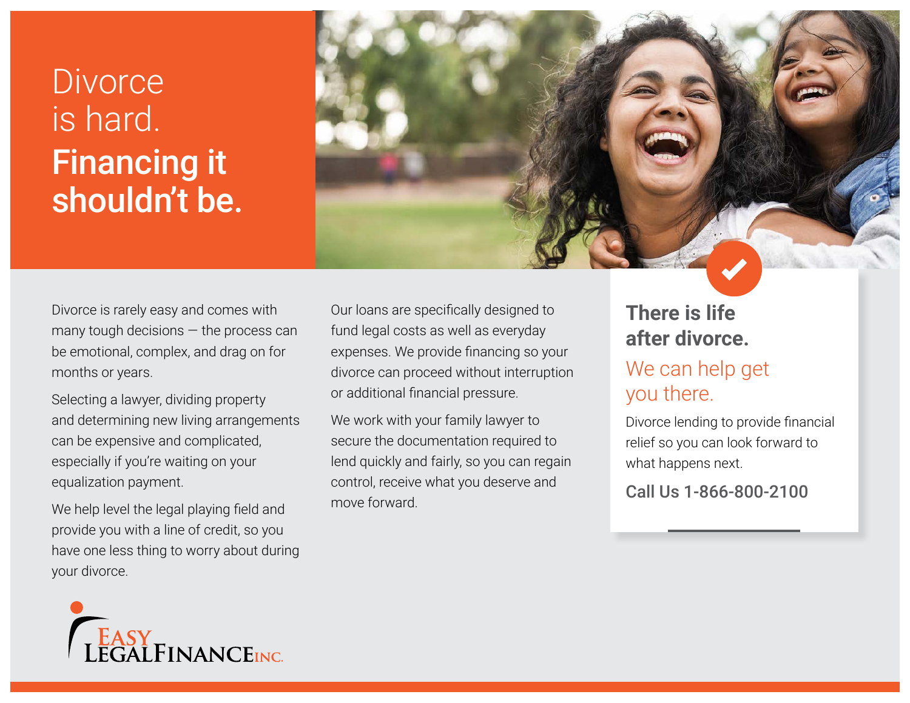# Divorce is hard. **Financing it shouldn't be.**

Divorce is rarely easy and comes with many tough decisions — the process can be emotional, complex, and drag on for months or years.

Selecting a lawyer, dividing property and determining new living arrangements can be expensive and complicated, especially if you're waiting on your equalization payment.

We help level the legal playing field and provide you with a line of credit, so you have one less thing to worry about during your divorce.

Our loans are specifically designed to fund legal costs as well as everyday expenses. We provide financing so your divorce can proceed without interruption or additional financial pressure.

We work with your family lawyer to secure the documentation required to lend quickly and fairly, so you can regain control, receive what you deserve and move forward.

## There is life after divorce.

### We can help get you there.

Divorce lending to provide financial relief so you can look forward to what happens next.

**Call Us 1-866-800-2100**

EASY LEGALFINANCE INC.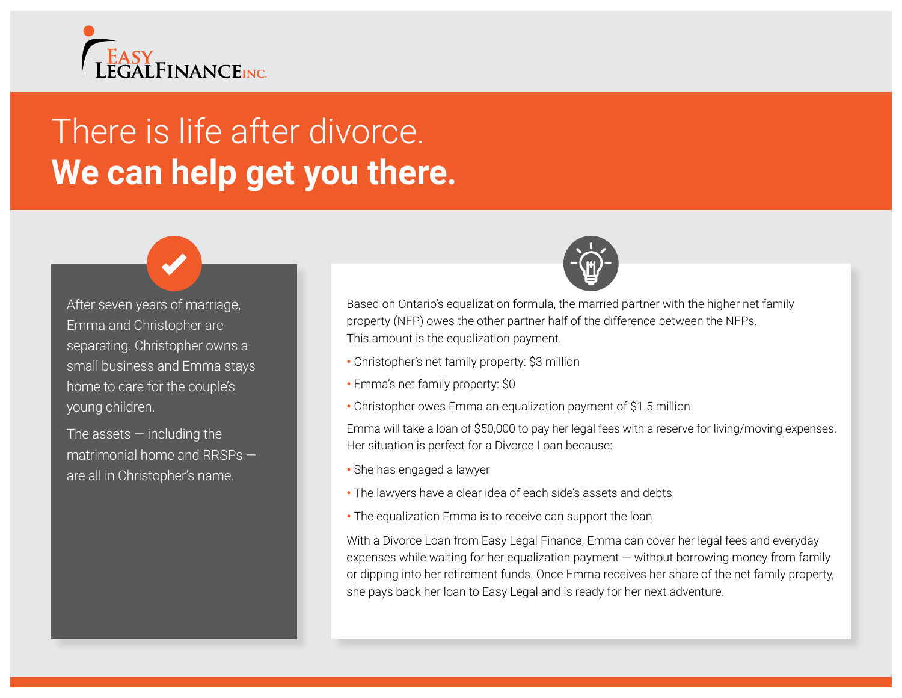Easy Legal Finance Inc.

# There is life after divorce.
# **We can help get you there.**

After seven years of marriage, Emma and Christopher are separating. Christopher owns a small business and Emma stays home to care for the couple's young children.

The assets — including the matrimonial home and RRSPs — are all in Christopher's name.

Based on Ontario's equalization formula, the married partner with the higher net family property (NFP) owes the other partner half of the difference between the NFPs. This amount is the equalization payment.

- Christopher's net family property: $3 million
- Emma's net family property: $0
- Christopher owes Emma an equalization payment of $1.5 million

Emma will take a loan of $50,000 to pay her legal fees with a reserve for living/moving expenses. Her situation is perfect for a Divorce Loan because:

- She has engaged a lawyer
- The lawyers have a clear idea of each side's assets and debts
- The equalization Emma is to receive can support the loan

With a Divorce Loan from Easy Legal Finance, Emma can cover her legal fees and everyday expenses while waiting for her equalization payment — without borrowing money from family or dipping into her retirement funds. Once Emma receives her share of the net family property, she pays back her loan to Easy Legal and is ready for her next adventure.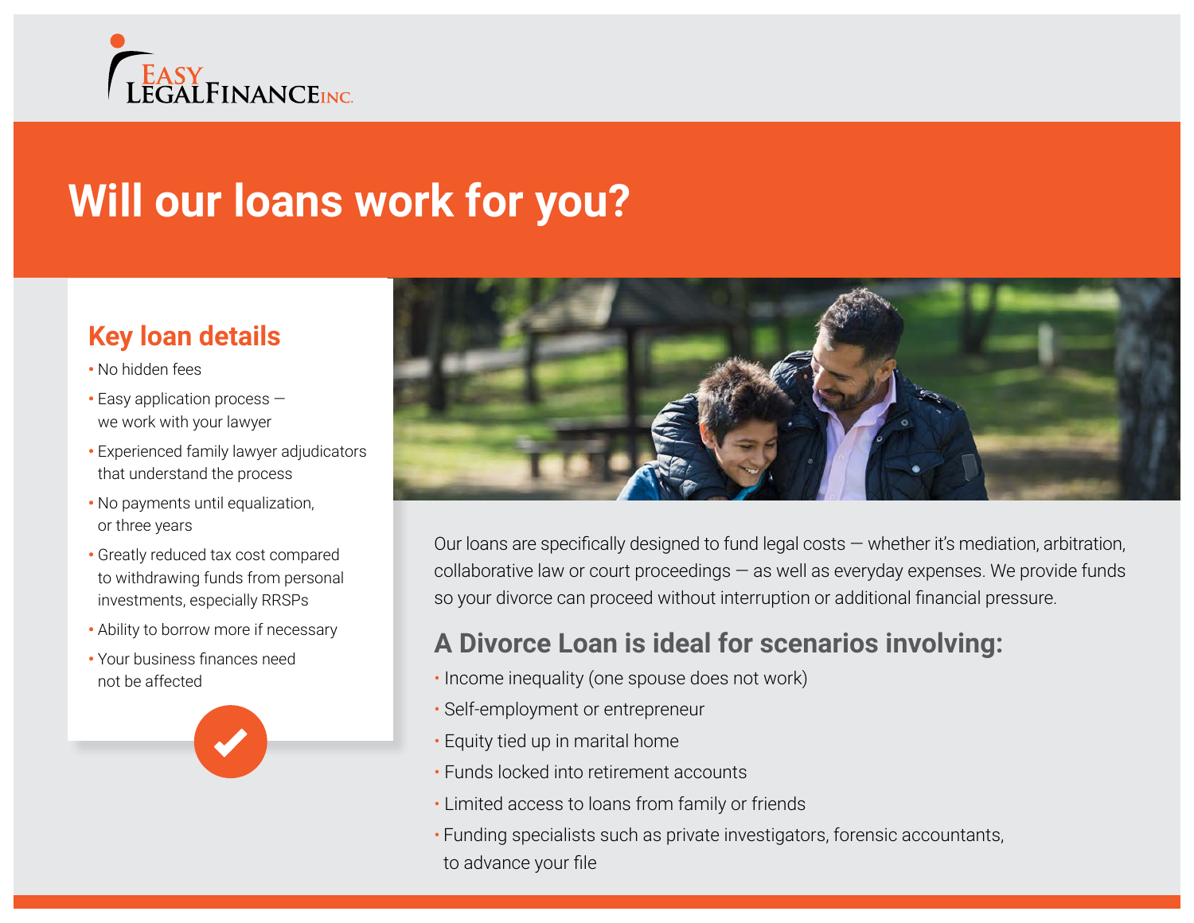Easy Legal Finance Inc.

# Will our loans work for you?

## Key loan details

- No hidden fees
- Easy application process — we work with your lawyer
- Experienced family lawyer adjudicators that understand the process
- No payments until equalization, or three years
- Greatly reduced tax cost compared to withdrawing funds from personal investments, especially RRSPs
- Ability to borrow more if necessary
- Your business finances need not be affected

Our loans are specifically designed to fund legal costs — whether it's mediation, arbitration, collaborative law or court proceedings — as well as everyday expenses. We provide funds so your divorce can proceed without interruption or additional financial pressure.

## A Divorce Loan is ideal for scenarios involving:

- Income inequality (one spouse does not work)
- Self-employment or entrepreneur
- Equity tied up in marital home
- Funds locked into retirement accounts
- Limited access to loans from family or friends
- Funding specialists such as private investigators, forensic accountants, to advance your file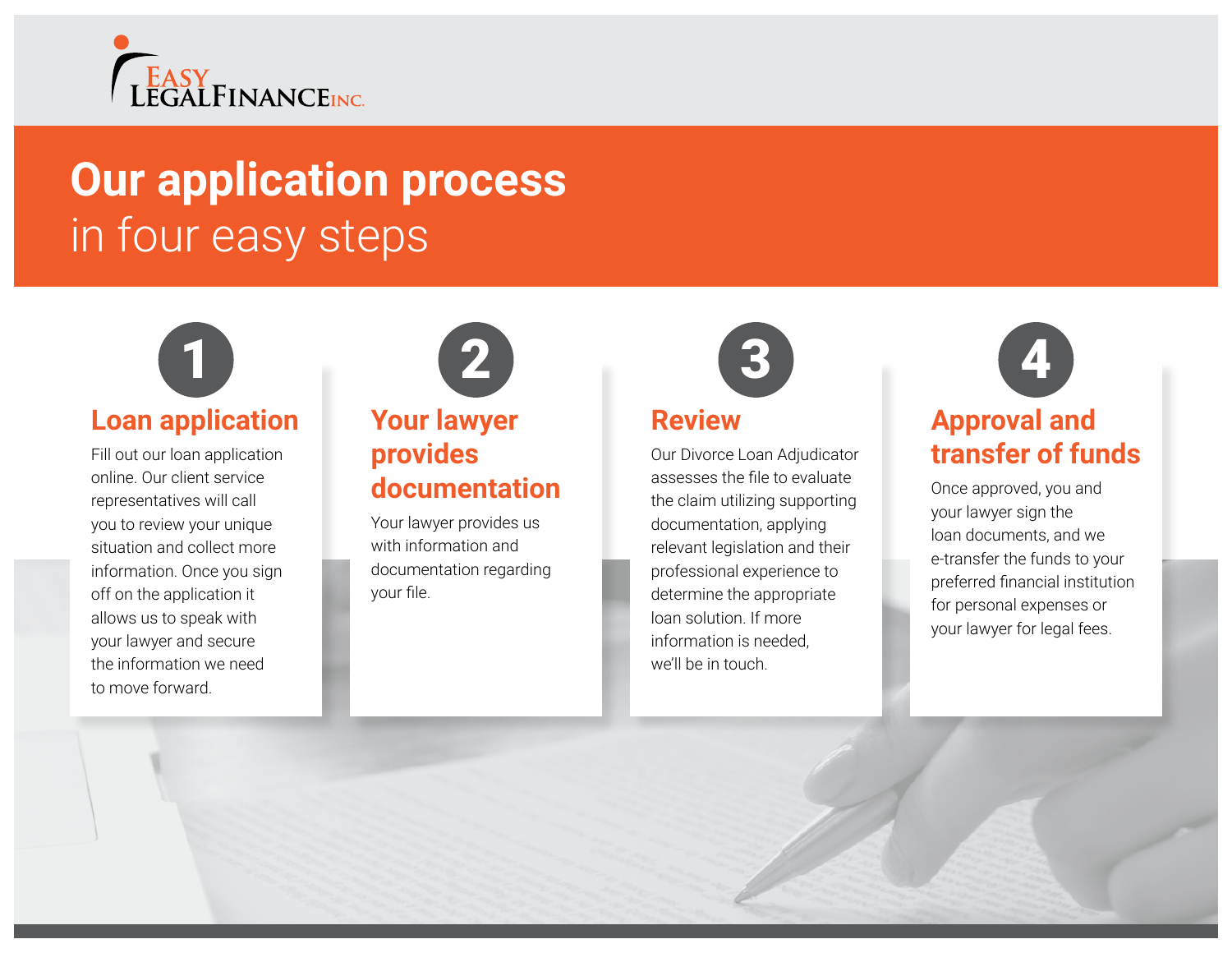# Our application process

in four easy steps

## 1 Loan application

Fill out our loan application online. Our client service representatives will call you to review your unique situation and collect more information. Once you sign off on the application it allows us to speak with your lawyer and secure the information we need to move forward.

## 2 Your lawyer provides documentation

Your lawyer provides us with information and documentation regarding your file.

## 3 Review

Our Divorce Loan Adjudicator assesses the file to evaluate the claim utilizing supporting documentation, applying relevant legislation and their professional experience to determine the appropriate loan solution. If more information is needed, we'll be in touch.

## 4 Approval and transfer of funds

Once approved, you and your lawyer sign the loan documents, and we e-transfer the funds to your preferred financial institution for personal expenses or your lawyer for legal fees.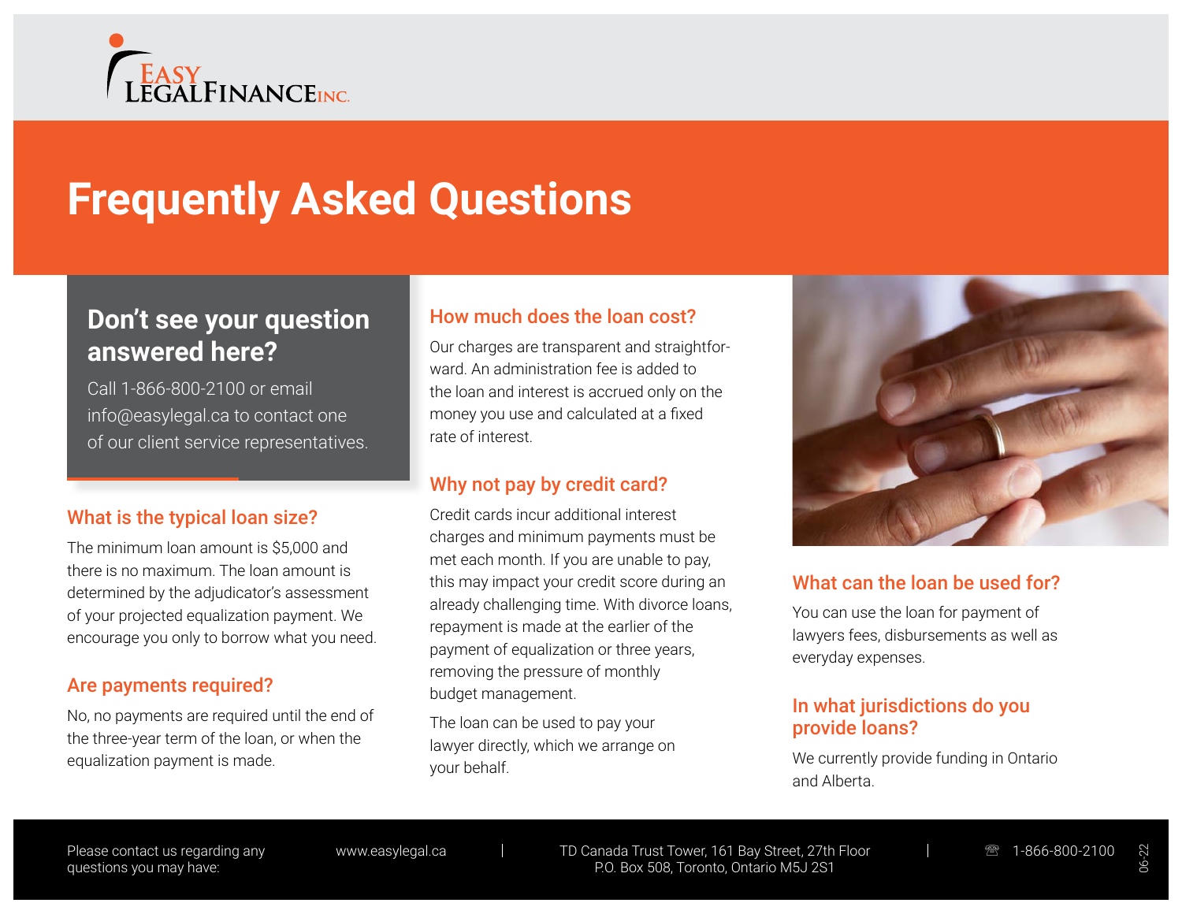Easy Legal Finance Inc.

# Frequently Asked Questions

## Don't see your question answered here?

Call 1-866-800-2100 or email info@easylegal.ca to contact one of our client service representatives.

### What is the typical loan size?

The minimum loan amount is $5,000 and there is no maximum. The loan amount is determined by the adjudicator's assessment of your projected equalization payment. We encourage you only to borrow what you need.

### Are payments required?

No, no payments are required until the end of the three-year term of the loan, or when the equalization payment is made.

### How much does the loan cost?

Our charges are transparent and straightforward. An administration fee is added to the loan and interest is accrued only on the money you use and calculated at a fixed rate of interest.

### Why not pay by credit card?

Credit cards incur additional interest charges and minimum payments must be met each month. If you are unable to pay, this may impact your credit score during an already challenging time. With divorce loans, repayment is made at the earlier of the payment of equalization or three years, removing the pressure of monthly budget management.

The loan can be used to pay your lawyer directly, which we arrange on your behalf.

### What can the loan be used for?

You can use the loan for payment of lawyers fees, disbursements as well as everyday expenses.

### In what jurisdictions do you provide loans?

We currently provide funding in Ontario and Alberta.

Please contact us regarding any questions you may have:

www.easylegal.ca | TD Canada Trust Tower, 161 Bay Street, 27th Floor P.O. Box 508, Toronto, Ontario M5J 2S1 | ☏ 1-866-800-2100

06-22